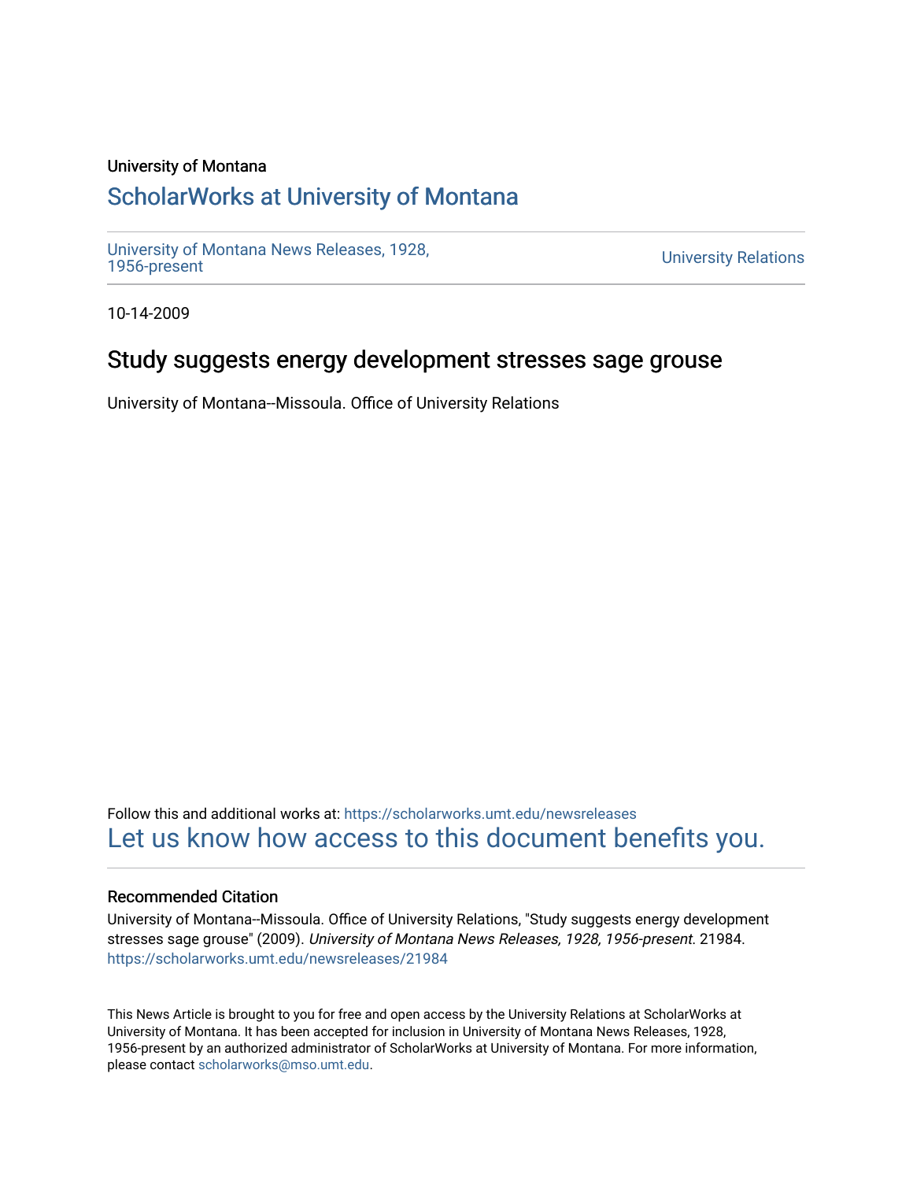University of Montana

# ScholarWorks at University of Montana

University of Montana News Releases, 1928, 1956-present

University Relations

10-14-2009

## Study suggests energy development stresses sage grouse

University of Montana--Missoula. Office of University Relations

Follow this and additional works at: https://scholarworks.umt.edu/newsreleases

Let us know how access to this document benefits you.

### Recommended Citation

University of Montana--Missoula. Office of University Relations, "Study suggests energy development stresses sage grouse" (2009). *University of Montana News Releases, 1928, 1956-present*. 21984. https://scholarworks.umt.edu/newsreleases/21984

This News Article is brought to you for free and open access by the University Relations at ScholarWorks at University of Montana. It has been accepted for inclusion in University of Montana News Releases, 1928, 1956-present by an authorized administrator of ScholarWorks at University of Montana. For more information, please contact scholarworks@mso.umt.edu.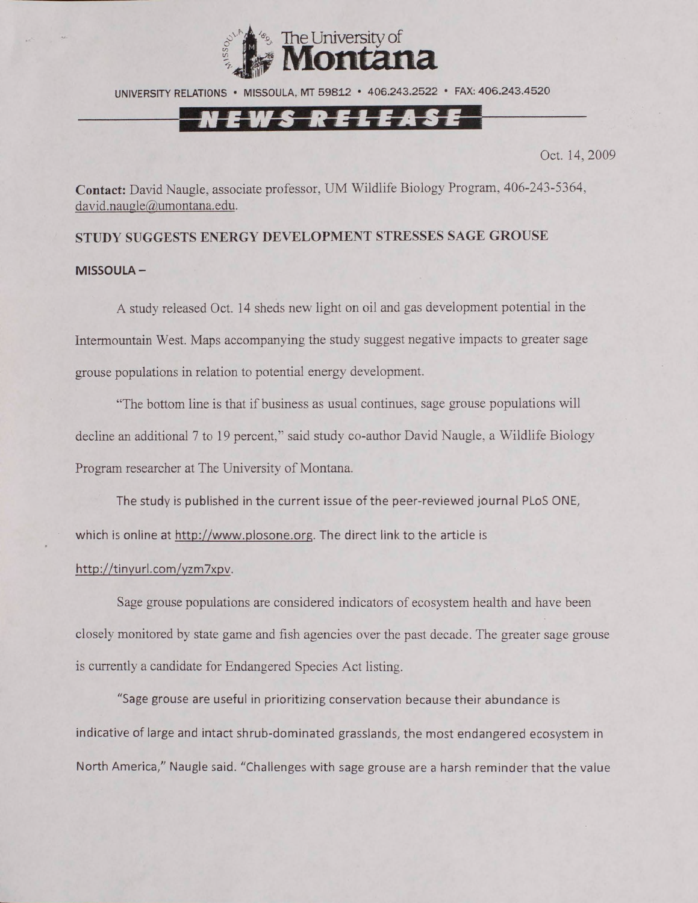The University of **Montana**

UNIVERSITY RELATIONS • MISSOULA, MT 59812 • 406.243.2522 • FAX: 406.243.4520

**NEWS RELEASE**

Oct. 14, 2009

**Contact:** David Naugle, associate professor, UM Wildlife Biology Program, 406-243-5364, david.naugle@umontana.edu.

**STUDY SUGGESTS ENERGY DEVELOPMENT STRESSES SAGE GROUSE**

**MISSOULA –**

A study released Oct. 14 sheds new light on oil and gas development potential in the Intermountain West. Maps accompanying the study suggest negative impacts to greater sage grouse populations in relation to potential energy development.

"The bottom line is that if business as usual continues, sage grouse populations will decline an additional 7 to 19 percent," said study co-author David Naugle, a Wildlife Biology Program researcher at The University of Montana.

The study is published in the current issue of the peer-reviewed journal PLoS ONE, which is online at http://www.plosone.org. The direct link to the article is http://tinyurl.com/yzm7xpv.

Sage grouse populations are considered indicators of ecosystem health and have been closely monitored by state game and fish agencies over the past decade. The greater sage grouse is currently a candidate for Endangered Species Act listing.

"Sage grouse are useful in prioritizing conservation because their abundance is indicative of large and intact shrub-dominated grasslands, the most endangered ecosystem in North America," Naugle said. "Challenges with sage grouse are a harsh reminder that the value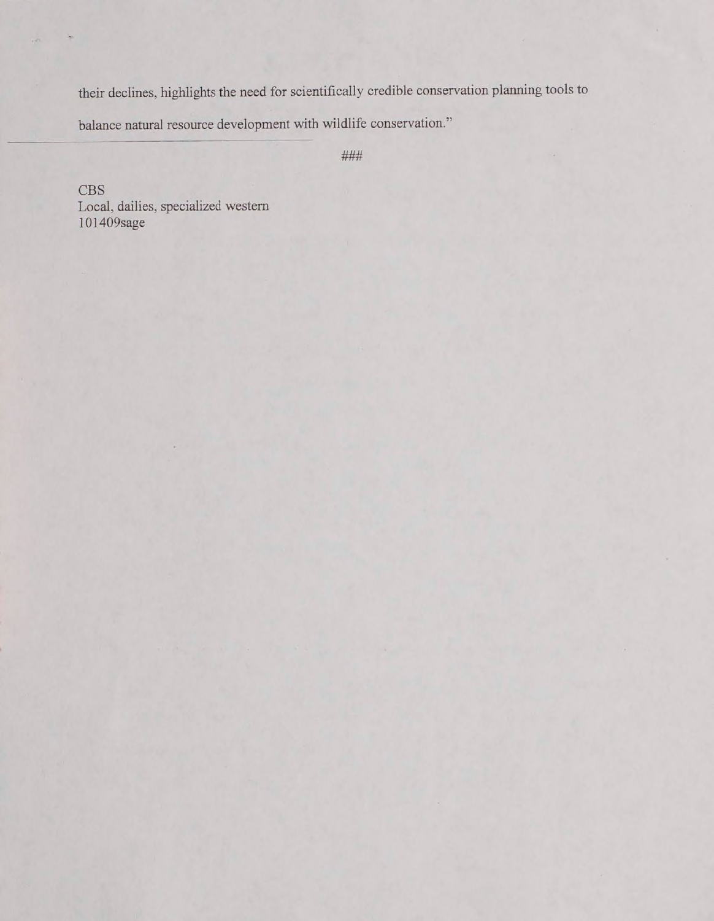their declines, highlights the need for scientifically credible conservation planning tools to balance natural resource development with wildlife conservation."

###

CBS
Local, dailies, specialized western
101409sage